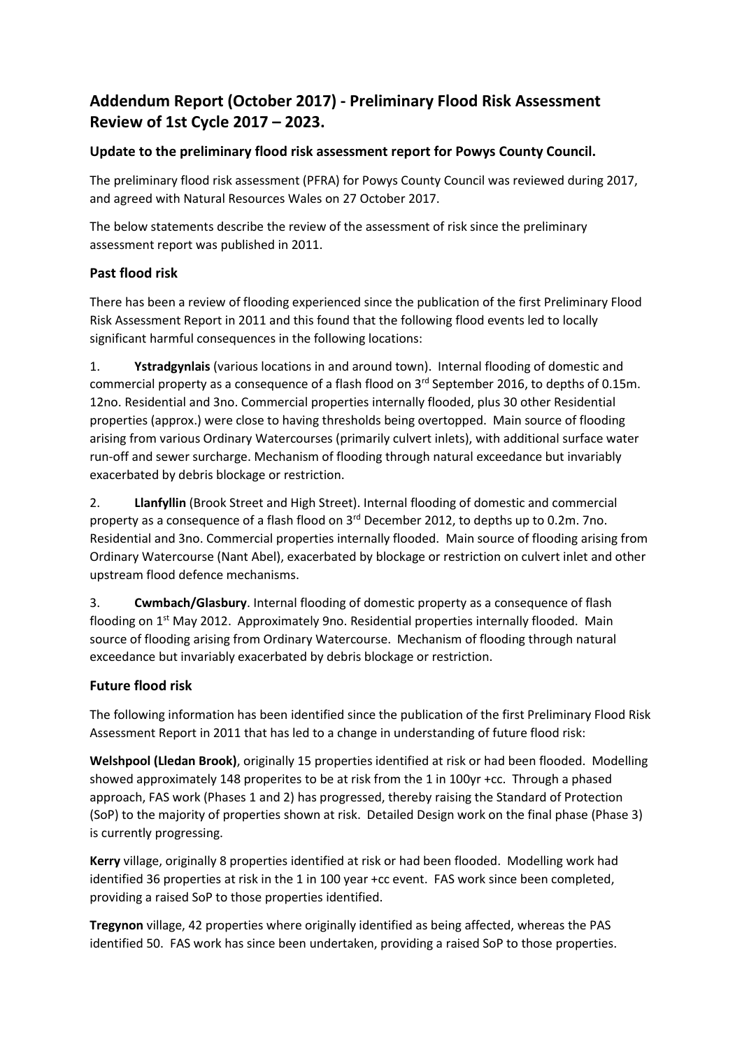# Addendum Report (October 2017) - Preliminary Flood Risk Assessment Review of 1st Cycle 2017 – 2023.

## Update to the preliminary flood risk assessment report for Powys County Council.

The preliminary flood risk assessment (PFRA) for Powys County Council was reviewed during 2017, and agreed with Natural Resources Wales on 27 October 2017.

The below statements describe the review of the assessment of risk since the preliminary assessment report was published in 2011.

## Past flood risk

There has been a review of flooding experienced since the publication of the first Preliminary Flood Risk Assessment Report in 2011 and this found that the following flood events led to locally significant harmful consequences in the following locations:

1. **Ystradgynlais** (various locations in and around town). Internal flooding of domestic and commercial property as a consequence of a flash flood on 3rd September 2016, to depths of 0.15m. 12no. Residential and 3no. Commercial properties internally flooded, plus 30 other Residential properties (approx.) were close to having thresholds being overtopped. Main source of flooding arising from various Ordinary Watercourses (primarily culvert inlets), with additional surface water run-off and sewer surcharge. Mechanism of flooding through natural exceedance but invariably exacerbated by debris blockage or restriction.

2. **Llanfyllin** (Brook Street and High Street). Internal flooding of domestic and commercial property as a consequence of a flash flood on 3rd December 2012, to depths up to 0.2m. 7no. Residential and 3no. Commercial properties internally flooded. Main source of flooding arising from Ordinary Watercourse (Nant Abel), exacerbated by blockage or restriction on culvert inlet and other upstream flood defence mechanisms.

3. **Cwmbach/Glasbury**. Internal flooding of domestic property as a consequence of flash flooding on 1st May 2012. Approximately 9no. Residential properties internally flooded. Main source of flooding arising from Ordinary Watercourse. Mechanism of flooding through natural exceedance but invariably exacerbated by debris blockage or restriction.

## Future flood risk

The following information has been identified since the publication of the first Preliminary Flood Risk Assessment Report in 2011 that has led to a change in understanding of future flood risk:

**Welshpool (Lledan Brook)**, originally 15 properties identified at risk or had been flooded. Modelling showed approximately 148 properites to be at risk from the 1 in 100yr +cc. Through a phased approach, FAS work (Phases 1 and 2) has progressed, thereby raising the Standard of Protection (SoP) to the majority of properties shown at risk. Detailed Design work on the final phase (Phase 3) is currently progressing.

**Kerry** village, originally 8 properties identified at risk or had been flooded. Modelling work had identified 36 properties at risk in the 1 in 100 year +cc event. FAS work since been completed, providing a raised SoP to those properties identified.

**Tregynon** village, 42 properties where originally identified as being affected, whereas the PAS identified 50. FAS work has since been undertaken, providing a raised SoP to those properties.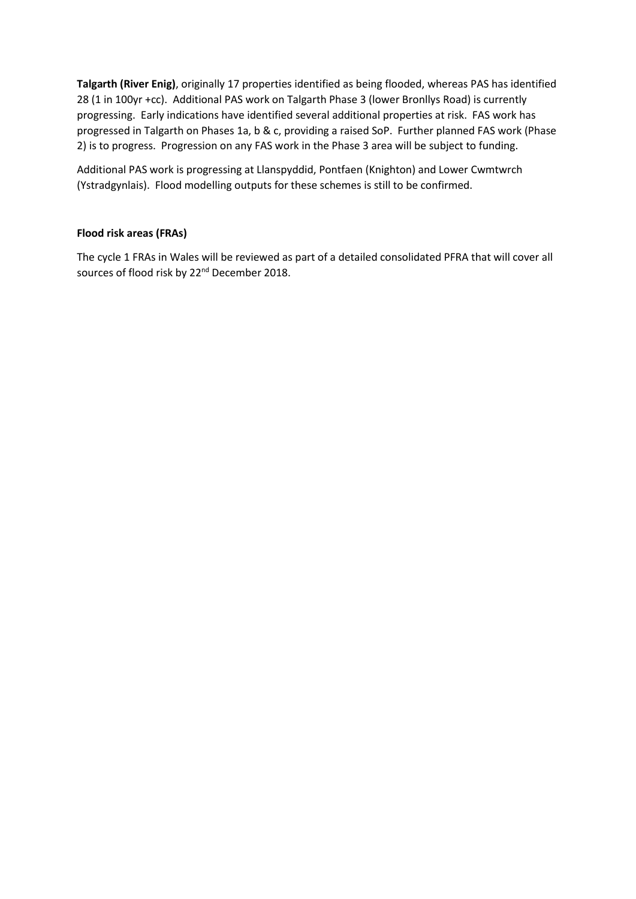**Talgarth (River Enig)**, originally 17 properties identified as being flooded, whereas PAS has identified 28 (1 in 100yr +cc). Additional PAS work on Talgarth Phase 3 (lower Bronllys Road) is currently progressing. Early indications have identified several additional properties at risk. FAS work has progressed in Talgarth on Phases 1a, b & c, providing a raised SoP. Further planned FAS work (Phase 2) is to progress. Progression on any FAS work in the Phase 3 area will be subject to funding.

Additional PAS work is progressing at Llanspyddid, Pontfaen (Knighton) and Lower Cwmtwrch (Ystradgynlais). Flood modelling outputs for these schemes is still to be confirmed.

**Flood risk areas (FRAs)**

The cycle 1 FRAs in Wales will be reviewed as part of a detailed consolidated PFRA that will cover all sources of flood risk by 22nd December 2018.